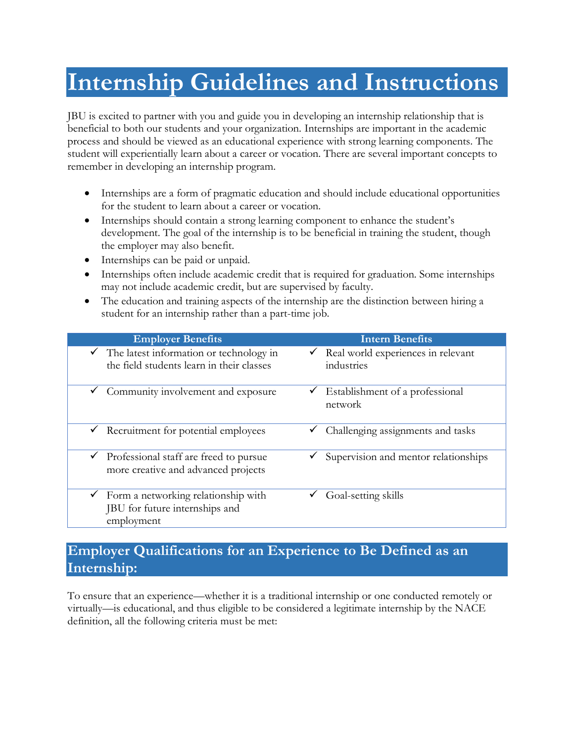# Internship Guidelines and Instructions

JBU is excited to partner with you and guide you in developing an internship relationship that is beneficial to both our students and your organization. Internships are important in the academic process and should be viewed as an educational experience with strong learning components. The student will experientially learn about a career or vocation. There are several important concepts to remember in developing an internship program.

- Internships are a form of pragmatic education and should include educational opportunities for the student to learn about a career or vocation.
- Internships should contain a strong learning component to enhance the student's development. The goal of the internship is to be beneficial in training the student, though the employer may also benefit.
- Internships can be paid or unpaid.
- Internships often include academic credit that is required for graduation. Some internships may not include academic credit, but are supervised by faculty.
- The education and training aspects of the internship are the distinction between hiring a student for an internship rather than a part-time job.

| Employer Benefits | Intern Benefits |
| --- | --- |
| ✓ The latest information or technology in the field students learn in their classes | ✓ Real world experiences in relevant industries |
| ✓ Community involvement and exposure | ✓ Establishment of a professional network |
| ✓ Recruitment for potential employees | ✓ Challenging assignments and tasks |
| ✓ Professional staff are freed to pursue more creative and advanced projects | ✓ Supervision and mentor relationships |
| ✓ Form a networking relationship with JBU for future internships and employment | ✓ Goal-setting skills |

## Employer Qualifications for an Experience to Be Defined as an Internship:

To ensure that an experience—whether it is a traditional internship or one conducted remotely or virtually—is educational, and thus eligible to be considered a legitimate internship by the NACE definition, all the following criteria must be met: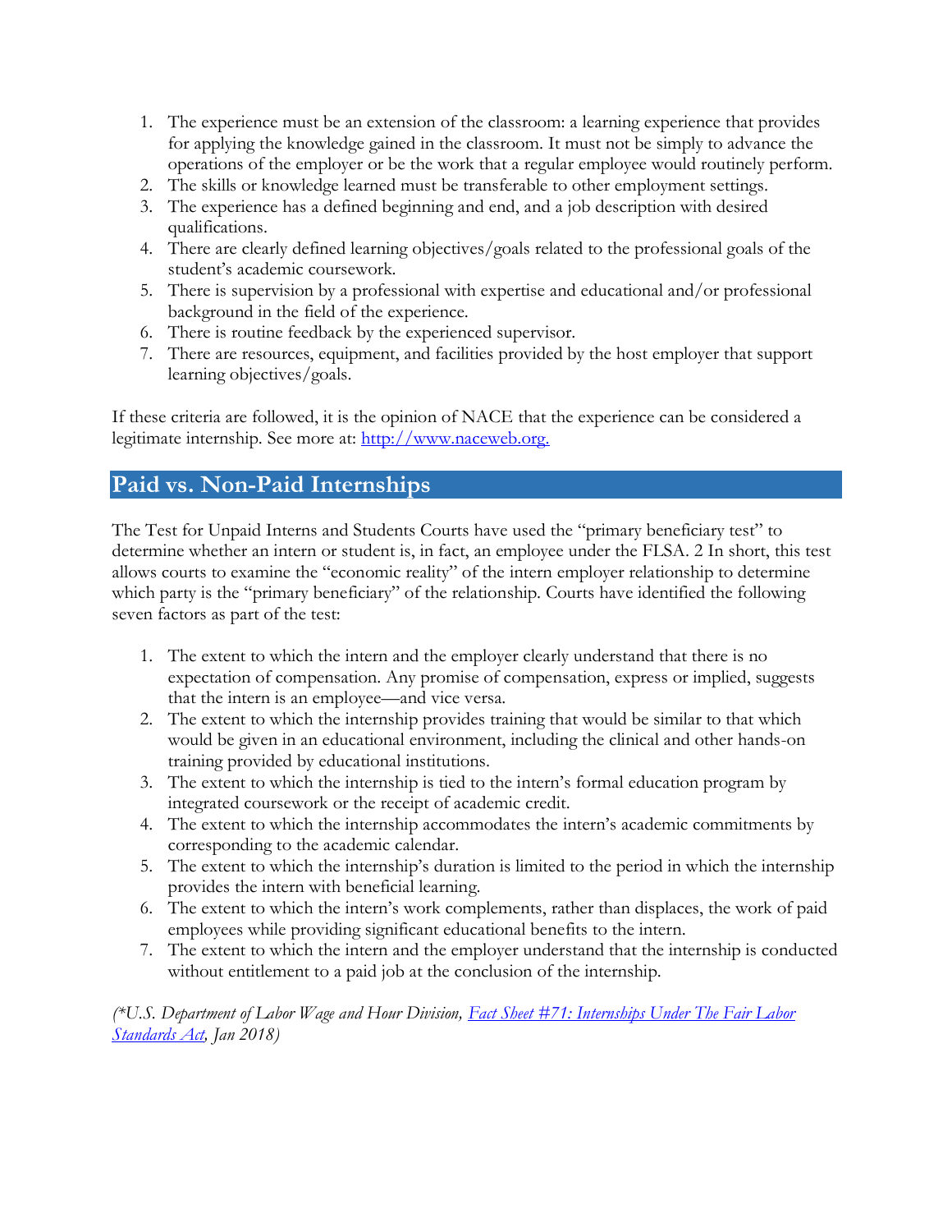1. The experience must be an extension of the classroom: a learning experience that provides for applying the knowledge gained in the classroom. It must not be simply to advance the operations of the employer or be the work that a regular employee would routinely perform.
2. The skills or knowledge learned must be transferable to other employment settings.
3. The experience has a defined beginning and end, and a job description with desired qualifications.
4. There are clearly defined learning objectives/goals related to the professional goals of the student's academic coursework.
5. There is supervision by a professional with expertise and educational and/or professional background in the field of the experience.
6. There is routine feedback by the experienced supervisor.
7. There are resources, equipment, and facilities provided by the host employer that support learning objectives/goals.

If these criteria are followed, it is the opinion of NACE that the experience can be considered a legitimate internship. See more at: [http://www.naceweb.org.](http://www.naceweb.org)

## Paid vs. Non-Paid Internships

The Test for Unpaid Interns and Students Courts have used the "primary beneficiary test" to determine whether an intern or student is, in fact, an employee under the FLSA. 2 In short, this test allows courts to examine the "economic reality" of the intern employer relationship to determine which party is the "primary beneficiary" of the relationship. Courts have identified the following seven factors as part of the test:

1. The extent to which the intern and the employer clearly understand that there is no expectation of compensation. Any promise of compensation, express or implied, suggests that the intern is an employee—and vice versa.
2. The extent to which the internship provides training that would be similar to that which would be given in an educational environment, including the clinical and other hands-on training provided by educational institutions.
3. The extent to which the internship is tied to the intern's formal education program by integrated coursework or the receipt of academic credit.
4. The extent to which the internship accommodates the intern's academic commitments by corresponding to the academic calendar.
5. The extent to which the internship's duration is limited to the period in which the internship provides the intern with beneficial learning.
6. The extent to which the intern's work complements, rather than displaces, the work of paid employees while providing significant educational benefits to the intern.
7. The extent to which the intern and the employer understand that the internship is conducted without entitlement to a paid job at the conclusion of the internship.

*(*U.S. Department of Labor Wage and Hour Division, [Fact Sheet #71: Internships Under The Fair Labor Standards Act](#), Jan 2018)*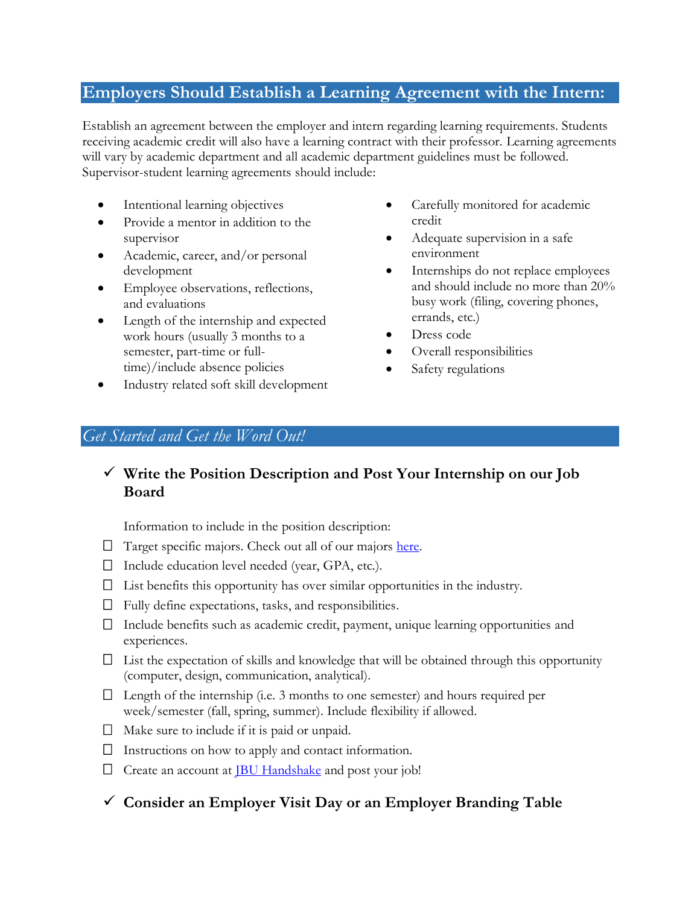## Employers Should Establish a Learning Agreement with the Intern:

Establish an agreement between the employer and intern regarding learning requirements. Students receiving academic credit will also have a learning contract with their professor. Learning agreements will vary by academic department and all academic department guidelines must be followed. Supervisor-student learning agreements should include:

- Intentional learning objectives
- Provide a mentor in addition to the supervisor
- Academic, career, and/or personal development
- Employee observations, reflections, and evaluations
- Length of the internship and expected work hours (usually 3 months to a semester, part-time or full-time)/include absence policies
- Industry related soft skill development
- Carefully monitored for academic credit
- Adequate supervision in a safe environment
- Internships do not replace employees and should include no more than 20% busy work (filing, covering phones, errands, etc.)
- Dress code
- Overall responsibilities
- Safety regulations

## *Get Started and Get the Word Out!*

### ✓ Write the Position Description and Post Your Internship on our Job Board

Information to include in the position description:

- ☐ Target specific majors. Check out all of our majors here.
- ☐ Include education level needed (year, GPA, etc.).
- ☐ List benefits this opportunity has over similar opportunities in the industry.
- ☐ Fully define expectations, tasks, and responsibilities.
- ☐ Include benefits such as academic credit, payment, unique learning opportunities and experiences.
- ☐ List the expectation of skills and knowledge that will be obtained through this opportunity (computer, design, communication, analytical).
- ☐ Length of the internship (i.e. 3 months to one semester) and hours required per week/semester (fall, spring, summer). Include flexibility if allowed.
- ☐ Make sure to include if it is paid or unpaid.
- ☐ Instructions on how to apply and contact information.
- ☐ Create an account at JBU Handshake and post your job!

### ✓ Consider an Employer Visit Day or an Employer Branding Table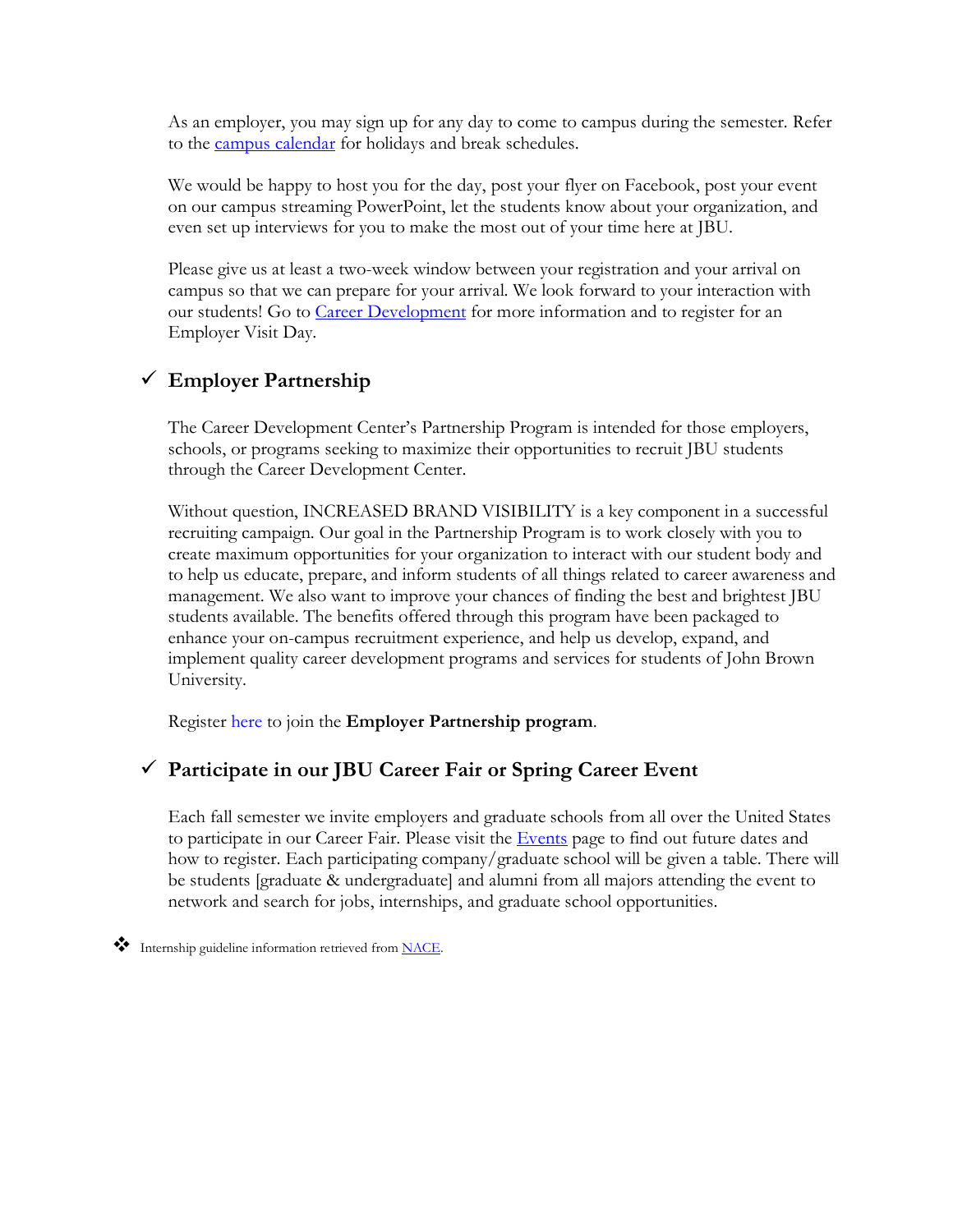As an employer, you may sign up for any day to come to campus during the semester. Refer to the campus calendar for holidays and break schedules.

We would be happy to host you for the day, post your flyer on Facebook, post your event on our campus streaming PowerPoint, let the students know about your organization, and even set up interviews for you to make the most out of your time here at JBU.

Please give us at least a two-week window between your registration and your arrival on campus so that we can prepare for your arrival. We look forward to your interaction with our students! Go to Career Development for more information and to register for an Employer Visit Day.

## ✓ Employer Partnership

The Career Development Center's Partnership Program is intended for those employers, schools, or programs seeking to maximize their opportunities to recruit JBU students through the Career Development Center.

Without question, INCREASED BRAND VISIBILITY is a key component in a successful recruiting campaign. Our goal in the Partnership Program is to work closely with you to create maximum opportunities for your organization to interact with our student body and to help us educate, prepare, and inform students of all things related to career awareness and management. We also want to improve your chances of finding the best and brightest JBU students available. The benefits offered through this program have been packaged to enhance your on-campus recruitment experience, and help us develop, expand, and implement quality career development programs and services for students of John Brown University.

Register here to join the **Employer Partnership program**.

## ✓ Participate in our JBU Career Fair or Spring Career Event

Each fall semester we invite employers and graduate schools from all over the United States to participate in our Career Fair. Please visit the Events page to find out future dates and how to register. Each participating company/graduate school will be given a table. There will be students [graduate & undergraduate] and alumni from all majors attending the event to network and search for jobs, internships, and graduate school opportunities.

❖ Internship guideline information retrieved from NACE.